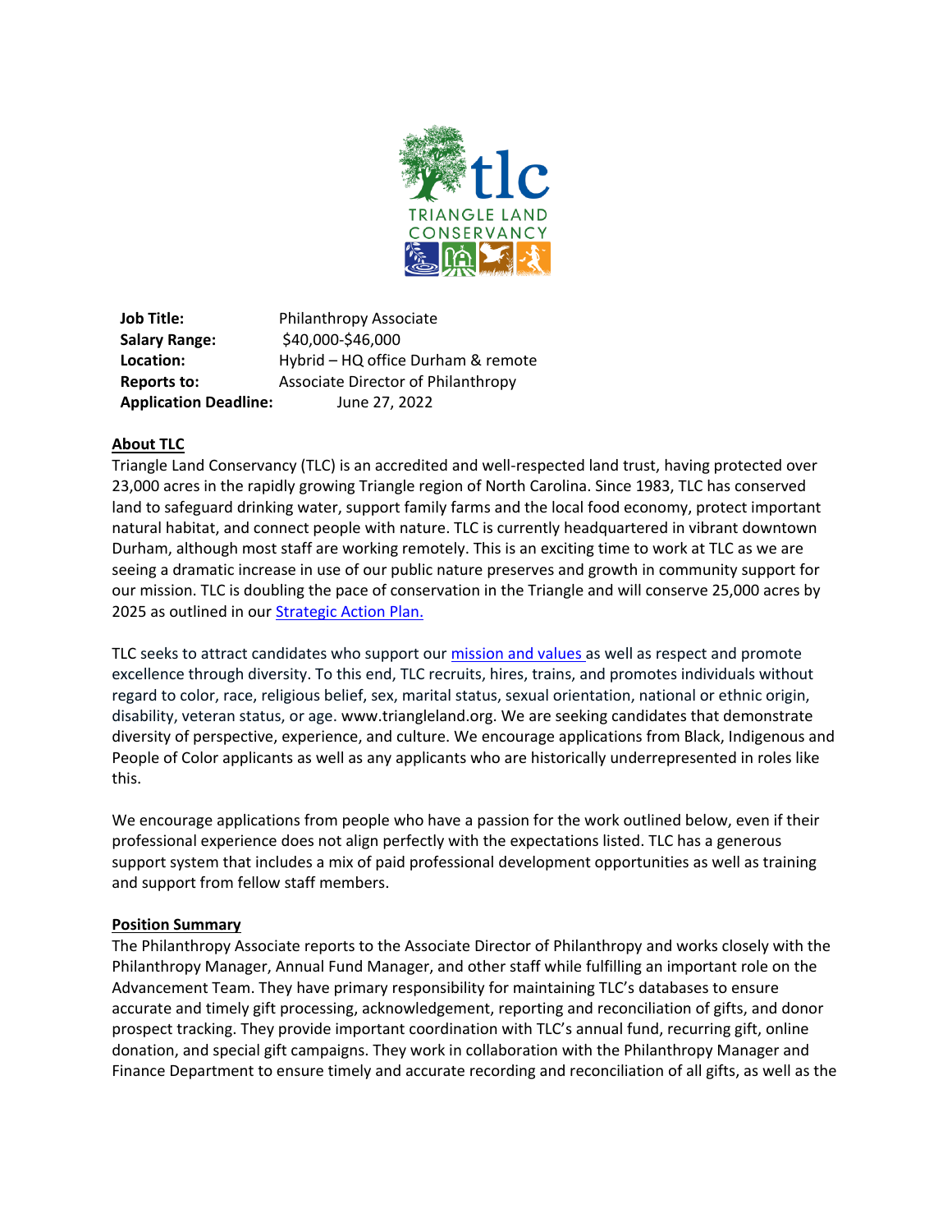**Job Title:** Philanthropy Associate
**Salary Range:** $40,000-$46,000
**Location:** Hybrid – HQ office Durham & remote
**Reports to:** Associate Director of Philanthropy
**Application Deadline:** June 27, 2022

## About TLC

Triangle Land Conservancy (TLC) is an accredited and well-respected land trust, having protected over 23,000 acres in the rapidly growing Triangle region of North Carolina. Since 1983, TLC has conserved land to safeguard drinking water, support family farms and the local food economy, protect important natural habitat, and connect people with nature. TLC is currently headquartered in vibrant downtown Durham, although most staff are working remotely. This is an exciting time to work at TLC as we are seeing a dramatic increase in use of our public nature preserves and growth in community support for our mission. TLC is doubling the pace of conservation in the Triangle and will conserve 25,000 acres by 2025 as outlined in our Strategic Action Plan.

TLC seeks to attract candidates who support our mission and values as well as respect and promote excellence through diversity. To this end, TLC recruits, hires, trains, and promotes individuals without regard to color, race, religious belief, sex, marital status, sexual orientation, national or ethnic origin, disability, veteran status, or age. www.triangleland.org. We are seeking candidates that demonstrate diversity of perspective, experience, and culture. We encourage applications from Black, Indigenous and People of Color applicants as well as any applicants who are historically underrepresented in roles like this.

We encourage applications from people who have a passion for the work outlined below, even if their professional experience does not align perfectly with the expectations listed. TLC has a generous support system that includes a mix of paid professional development opportunities as well as training and support from fellow staff members.

## Position Summary

The Philanthropy Associate reports to the Associate Director of Philanthropy and works closely with the Philanthropy Manager, Annual Fund Manager, and other staff while fulfilling an important role on the Advancement Team. They have primary responsibility for maintaining TLC's databases to ensure accurate and timely gift processing, acknowledgement, reporting and reconciliation of gifts, and donor prospect tracking. They provide important coordination with TLC's annual fund, recurring gift, online donation, and special gift campaigns. They work in collaboration with the Philanthropy Manager and Finance Department to ensure timely and accurate recording and reconciliation of all gifts, as well as the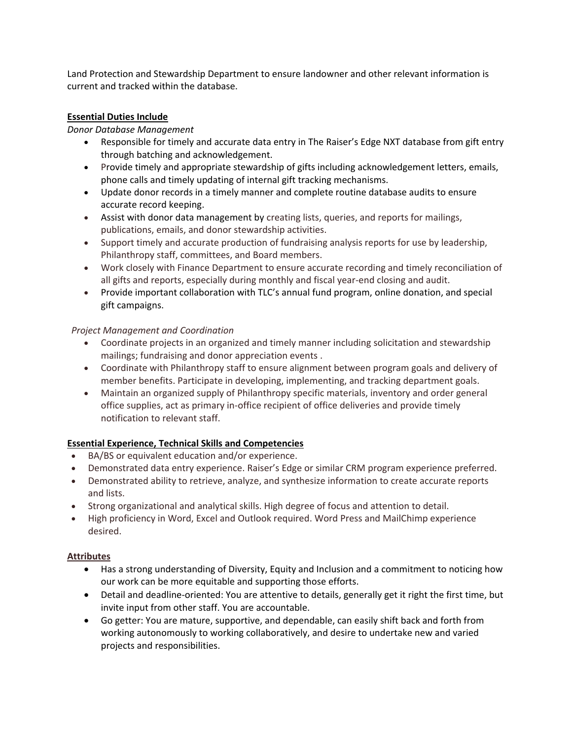Land Protection and Stewardship Department to ensure landowner and other relevant information is current and tracked within the database.

**Essential Duties Include**

*Donor Database Management*

- Responsible for timely and accurate data entry in The Raiser's Edge NXT database from gift entry through batching and acknowledgement.
- Provide timely and appropriate stewardship of gifts including acknowledgement letters, emails, phone calls and timely updating of internal gift tracking mechanisms.
- Update donor records in a timely manner and complete routine database audits to ensure accurate record keeping.
- Assist with donor data management by creating lists, queries, and reports for mailings, publications, emails, and donor stewardship activities.
- Support timely and accurate production of fundraising analysis reports for use by leadership, Philanthropy staff, committees, and Board members.
- Work closely with Finance Department to ensure accurate recording and timely reconciliation of all gifts and reports, especially during monthly and fiscal year-end closing and audit.
- Provide important collaboration with TLC's annual fund program, online donation, and special gift campaigns.

*Project Management and Coordination*

- Coordinate projects in an organized and timely manner including solicitation and stewardship mailings; fundraising and donor appreciation events .
- Coordinate with Philanthropy staff to ensure alignment between program goals and delivery of member benefits. Participate in developing, implementing, and tracking department goals.
- Maintain an organized supply of Philanthropy specific materials, inventory and order general office supplies, act as primary in-office recipient of office deliveries and provide timely notification to relevant staff.

**Essential Experience, Technical Skills and Competencies**

- BA/BS or equivalent education and/or experience.
- Demonstrated data entry experience. Raiser's Edge or similar CRM program experience preferred.
- Demonstrated ability to retrieve, analyze, and synthesize information to create accurate reports and lists.
- Strong organizational and analytical skills. High degree of focus and attention to detail.
- High proficiency in Word, Excel and Outlook required. Word Press and MailChimp experience desired.

**Attributes**

- Has a strong understanding of Diversity, Equity and Inclusion and a commitment to noticing how our work can be more equitable and supporting those efforts.
- Detail and deadline-oriented: You are attentive to details, generally get it right the first time, but invite input from other staff. You are accountable.
- Go getter: You are mature, supportive, and dependable, can easily shift back and forth from working autonomously to working collaboratively, and desire to undertake new and varied projects and responsibilities.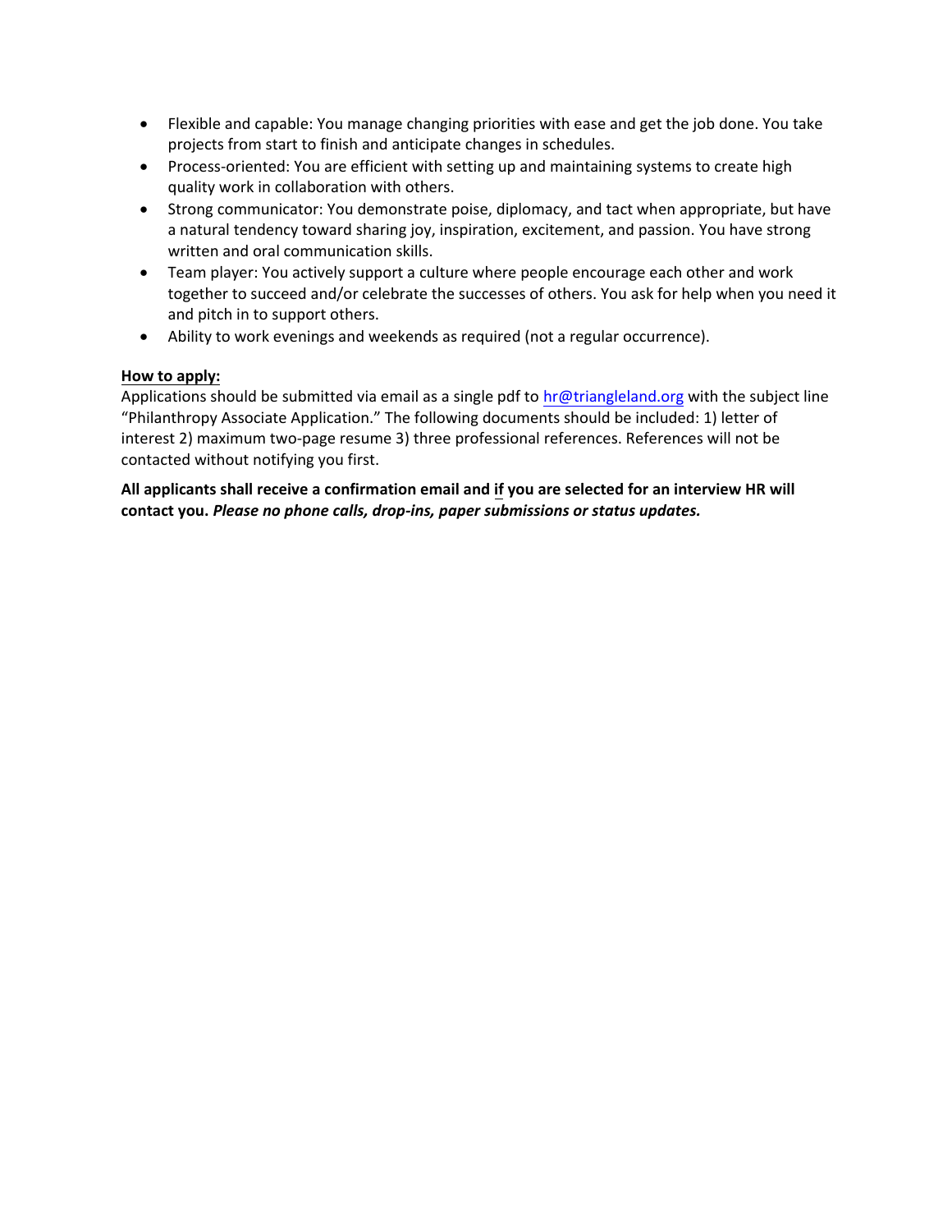- Flexible and capable: You manage changing priorities with ease and get the job done. You take projects from start to finish and anticipate changes in schedules.
- Process-oriented: You are efficient with setting up and maintaining systems to create high quality work in collaboration with others.
- Strong communicator: You demonstrate poise, diplomacy, and tact when appropriate, but have a natural tendency toward sharing joy, inspiration, excitement, and passion. You have strong written and oral communication skills.
- Team player: You actively support a culture where people encourage each other and work together to succeed and/or celebrate the successes of others. You ask for help when you need it and pitch in to support others.
- Ability to work evenings and weekends as required (not a regular occurrence).

**How to apply:**

Applications should be submitted via email as a single pdf to hr@triangleland.org with the subject line "Philanthropy Associate Application." The following documents should be included: 1) letter of interest 2) maximum two-page resume 3) three professional references. References will not be contacted without notifying you first.

**All applicants shall receive a confirmation email and if you are selected for an interview HR will contact you. *Please no phone calls, drop-ins, paper submissions or status updates.***